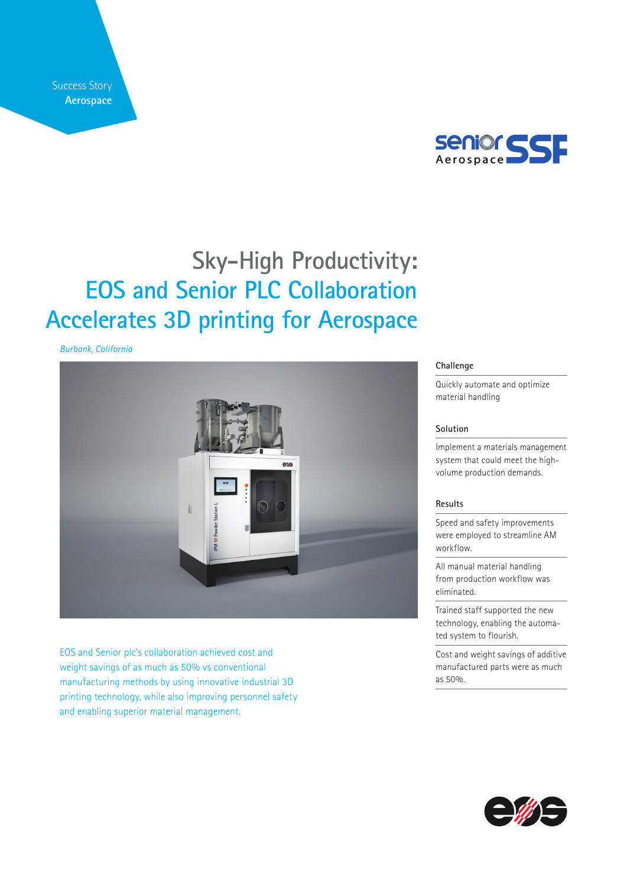Success Story
**Aerospace**

# Sky-High Productivity: EOS and Senior PLC Collaboration Accelerates 3D printing for Aerospace

*Burbank, California*

EOS and Senior plc's collaboration achieved cost and weight savings of as much as 50% vs conventional manufacturing methods by using innovative industrial 3D printing technology, while also improving personnel safety and enabling superior material management.

### Challenge

Quickly automate and optimize material handling

### Solution

Implement a materials management system that could meet the high-volume production demands.

### Results

- Speed and safety improvements were employed to streamline AM workflow.
- All manual material handling from production workflow was eliminated.
- Trained staff supported the new technology, enabling the automated system to flourish.
- Cost and weight savings of additive manufactured parts were as much as 50%.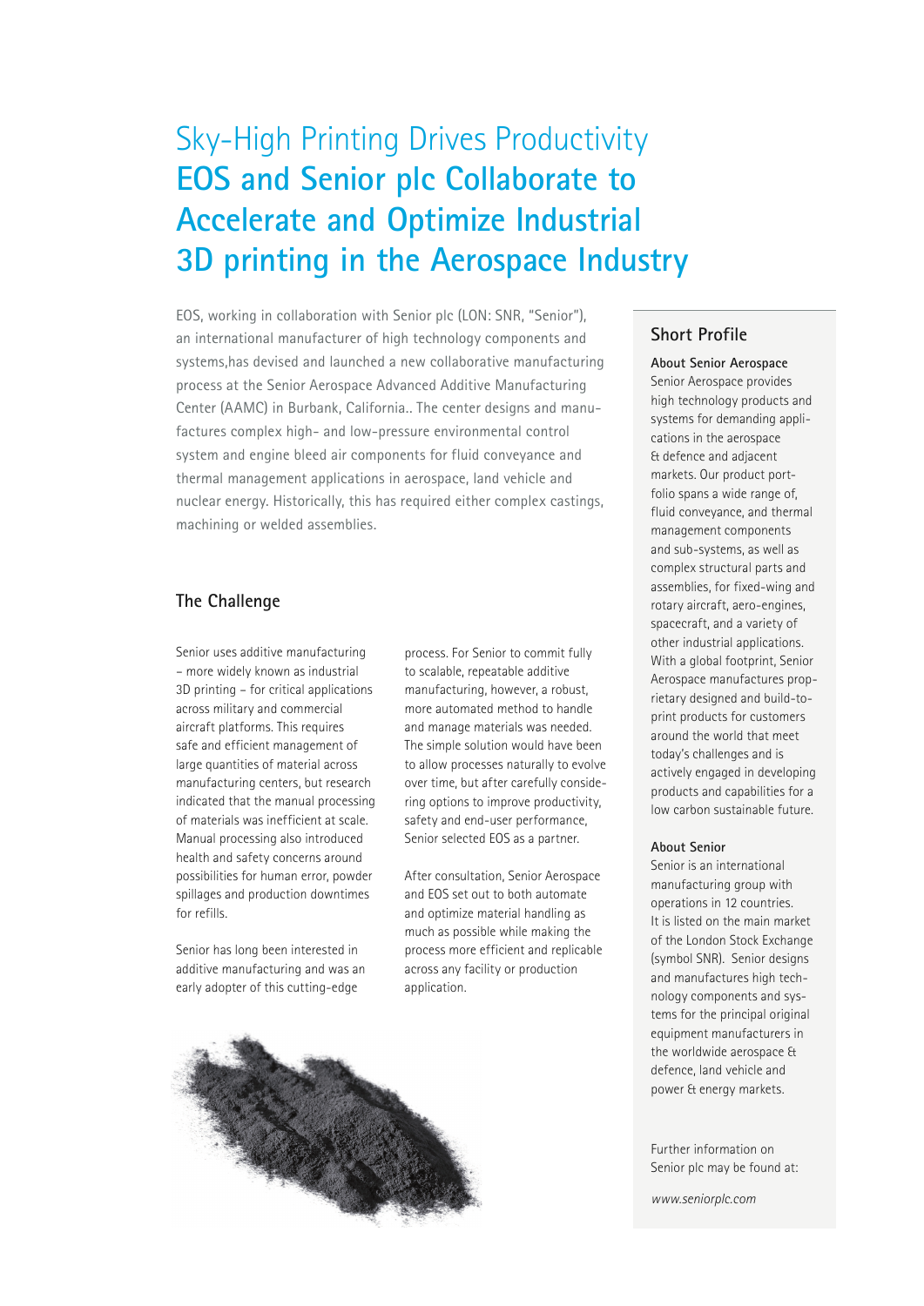# Sky-High Printing Drives Productivity

# **EOS and Senior plc Collaborate to Accelerate and Optimize Industrial 3D printing in the Aerospace Industry**

EOS, working in collaboration with Senior plc (LON: SNR, "Senior"), an international manufacturer of high technology components and systems,has devised and launched a new collaborative manufacturing process at the Senior Aerospace Advanced Additive Manufacturing Center (AAMC) in Burbank, California.. The center designs and manufactures complex high- and low-pressure environmental control system and engine bleed air components for fluid conveyance and thermal management applications in aerospace, land vehicle and nuclear energy. Historically, this has required either complex castings, machining or welded assemblies.

## The Challenge

Senior uses additive manufacturing – more widely known as industrial 3D printing – for critical applications across military and commercial aircraft platforms. This requires safe and efficient management of large quantities of material across manufacturing centers, but research indicated that the manual processing of materials was inefficient at scale. Manual processing also introduced health and safety concerns around possibilities for human error, powder spillages and production downtimes for refills.

Senior has long been interested in additive manufacturing and was an early adopter of this cutting-edge process. For Senior to commit fully to scalable, repeatable additive manufacturing, however, a robust, more automated method to handle and manage materials was needed. The simple solution would have been to allow processes naturally to evolve over time, but after carefully considering options to improve productivity, safety and end-user performance, Senior selected EOS as a partner.

After consultation, Senior Aerospace and EOS set out to both automate and optimize material handling as much as possible while making the process more efficient and replicable across any facility or production application.

## Short Profile

**About Senior Aerospace**
Senior Aerospace provides high technology products and systems for demanding applications in the aerospace & defence and adjacent markets. Our product portfolio spans a wide range of, fluid conveyance, and thermal management components and sub-systems, as well as complex structural parts and assemblies, for fixed-wing and rotary aircraft, aero-engines, spacecraft, and a variety of other industrial applications. With a global footprint, Senior Aerospace manufactures proprietary designed and build-to-print products for customers around the world that meet today's challenges and is actively engaged in developing products and capabilities for a low carbon sustainable future.

**About Senior**
Senior is an international manufacturing group with operations in 12 countries. It is listed on the main market of the London Stock Exchange (symbol SNR). Senior designs and manufactures high technology components and systems for the principal original equipment manufacturers in the worldwide aerospace & defence, land vehicle and power & energy markets.

Further information on Senior plc may be found at:

*www.seniorplc.com*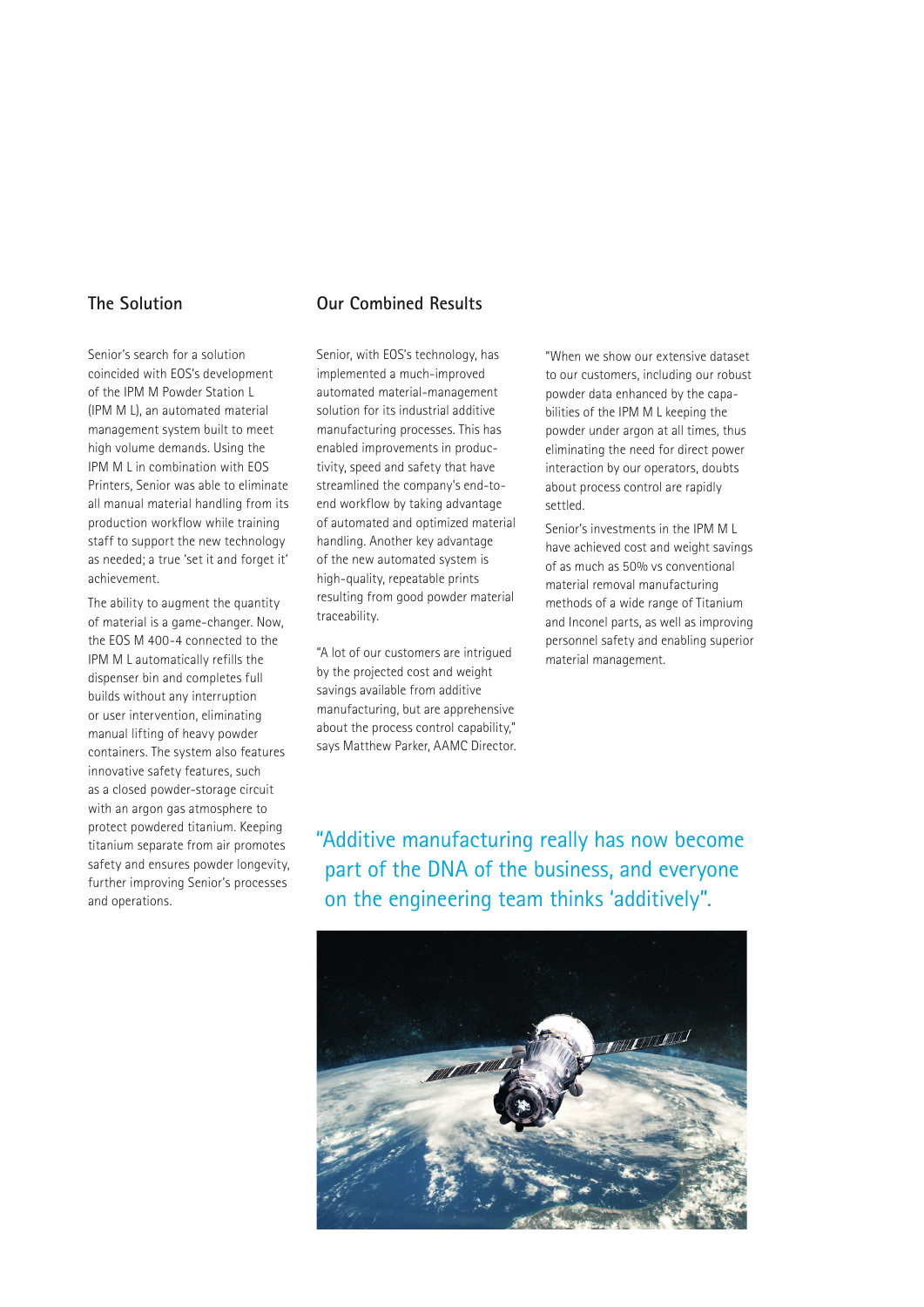## The Solution

Senior's search for a solution coincided with EOS's development of the IPM M Powder Station L (IPM M L), an automated material management system built to meet high volume demands. Using the IPM M L in combination with EOS Printers, Senior was able to eliminate all manual material handling from its production workflow while training staff to support the new technology as needed; a true 'set it and forget it' achievement.

The ability to augment the quantity of material is a game-changer. Now, the EOS M 400-4 connected to the IPM M L automatically refills the dispenser bin and completes full builds without any interruption or user intervention, eliminating manual lifting of heavy powder containers. The system also features innovative safety features, such as a closed powder-storage circuit with an argon gas atmosphere to protect powdered titanium. Keeping titanium separate from air promotes safety and ensures powder longevity, further improving Senior's processes and operations.

## Our Combined Results

Senior, with EOS's technology, has implemented a much-improved automated material-management solution for its industrial additive manufacturing processes. This has enabled improvements in productivity, speed and safety that have streamlined the company's end-to-end workflow by taking advantage of automated and optimized material handling. Another key advantage of the new automated system is high-quality, repeatable prints resulting from good powder material traceability.

"A lot of our customers are intrigued by the projected cost and weight savings available from additive manufacturing, but are apprehensive about the process control capability," says Matthew Parker, AAMC Director.

"When we show our extensive dataset to our customers, including our robust powder data enhanced by the capabilities of the IPM M L keeping the powder under argon at all times, thus eliminating the need for direct power interaction by our operators, doubts about process control are rapidly settled.

Senior's investments in the IPM M L have achieved cost and weight savings of as much as 50% vs conventional material removal manufacturing methods of a wide range of Titanium and Inconel parts, as well as improving personnel safety and enabling superior material management.

"Additive manufacturing really has now become part of the DNA of the business, and everyone on the engineering team thinks 'additively".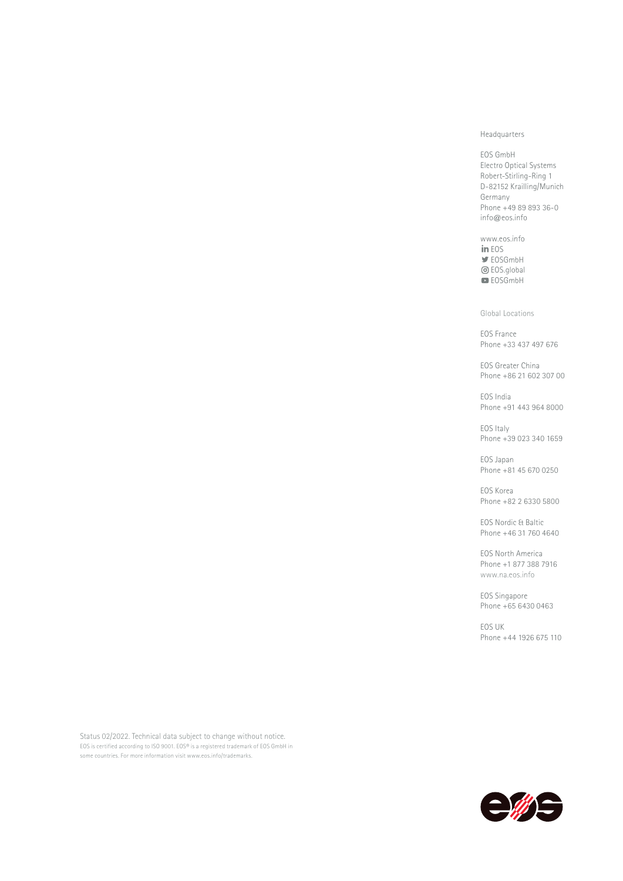Headquarters

EOS GmbH
Electro Optical Systems
Robert-Stirling-Ring 1
D-82152 Krailling/Munich
Germany
Phone +49 89 893 36-0
info@eos.info

www.eos.info
in EOS
EOSGmbH
EOS.global
EOSGmbH

Global Locations

EOS France
Phone +33 437 497 676

EOS Greater China
Phone +86 21 602 307 00

EOS India
Phone +91 443 964 8000

EOS Italy
Phone +39 023 340 1659

EOS Japan
Phone +81 45 670 0250

EOS Korea
Phone +82 2 6330 5800

EOS Nordic & Baltic
Phone +46 31 760 4640

EOS North America
Phone +1 877 388 7916
www.na.eos.info

EOS Singapore
Phone +65 6430 0463

EOS UK
Phone +44 1926 675 110

Status 02/2022. Technical data subject to change without notice.
EOS is certified according to ISO 9001. EOS® is a registered trademark of EOS GmbH in some countries. For more information visit www.eos.info/trademarks.